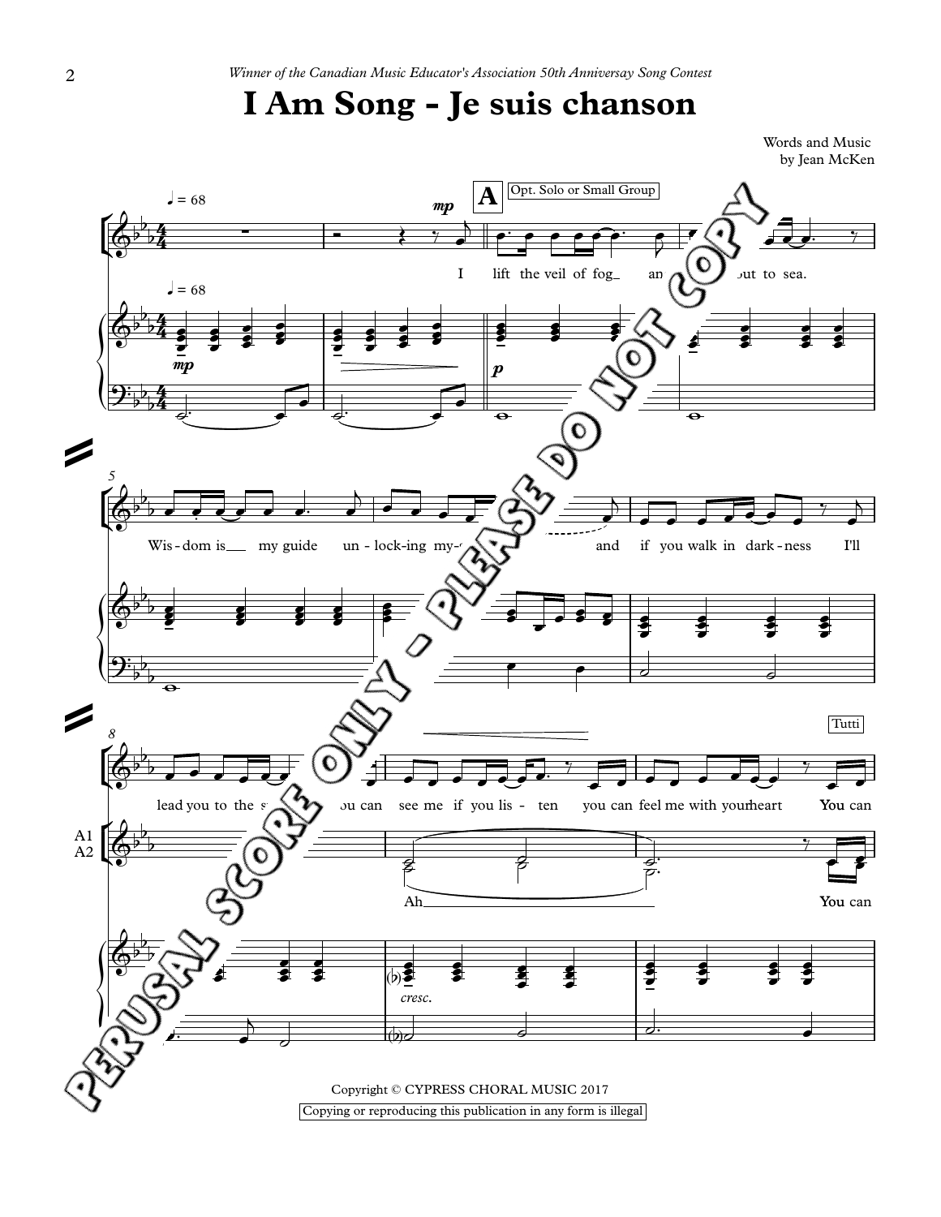*Winner of the Canadian Music Educator's Association 50th Anniversay Song Contest*

# I Am Song - Je suis chanson

Words and Music
by Jean McKen

Copyright © CYPRESS CHORAL MUSIC 2017

Copying or reproducing this publication in any form is illegal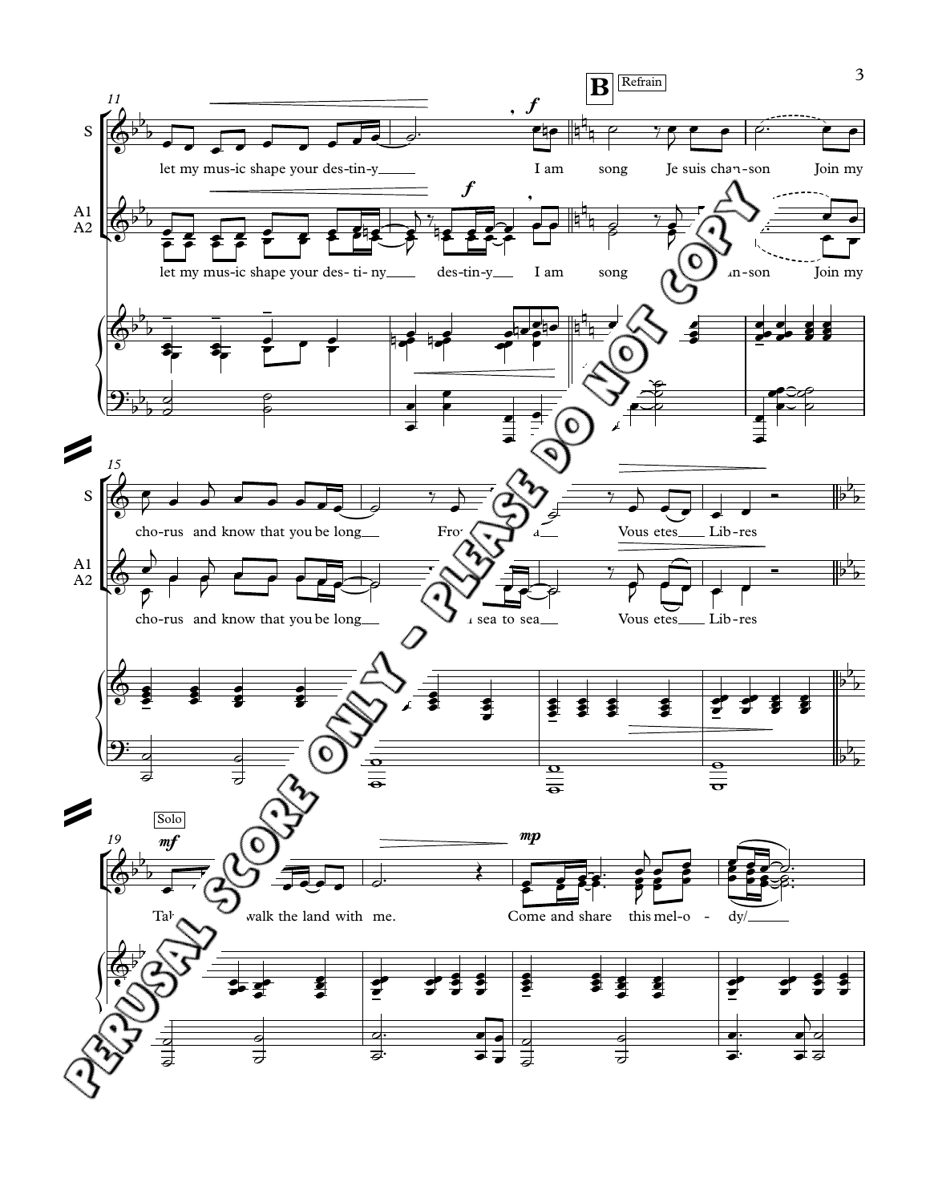**B** Refrain

S: let my mus-ic shape your des-tin-y I am song Je suis chan-son Join my

A1 A2: let my mus-ic shape your des- ti- ny des-tin-y I am song chan-son Join my

S: cho-rus and know that you be long From sea to sea Vous etes Lib-res

A1 A2: cho-rus and know that you be long from sea to sea Vous etes Lib-res

Solo

Take my hand and walk the land with me. Come and share this mel-o - dy/

PERUSAL SCORE ONLY - PLEASE DO NOT COPY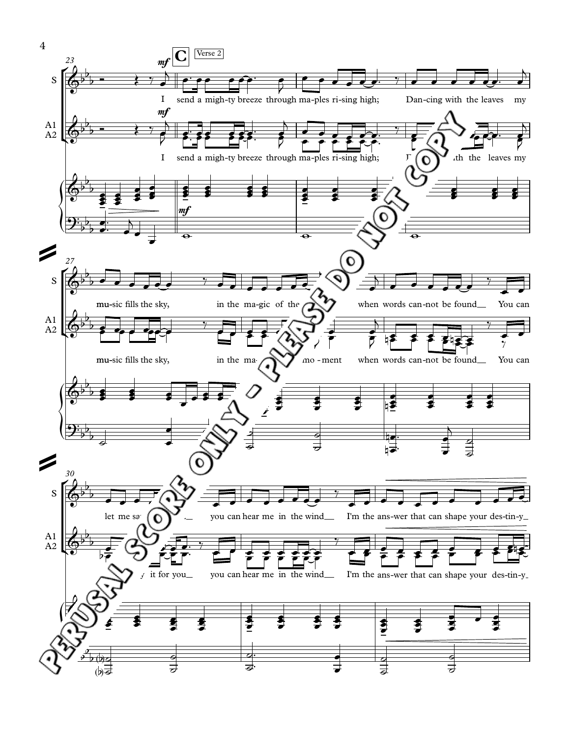**C** Verse 2

*mf*

S: I send a migh-ty breeze through ma-ples ri-sing high; Dan-cing with the leaves my mu-sic fills the sky, in the ma-gic of the ... when words can-not be found You can let me sa... you can hear me in the wind I'm the ans-wer that can shape your des-tin-y

A1 A2: I send a migh-ty breeze through ma-ples ri-sing high; ... th the leaves my mu-sic fills the sky, in the ma... mo-ment when words can-not be found You can ... it for you you can hear me in the wind I'm the ans-wer that can shape your des-tin-y

PERUSAL SCORE ONLY - PLEASE DO NOT COPY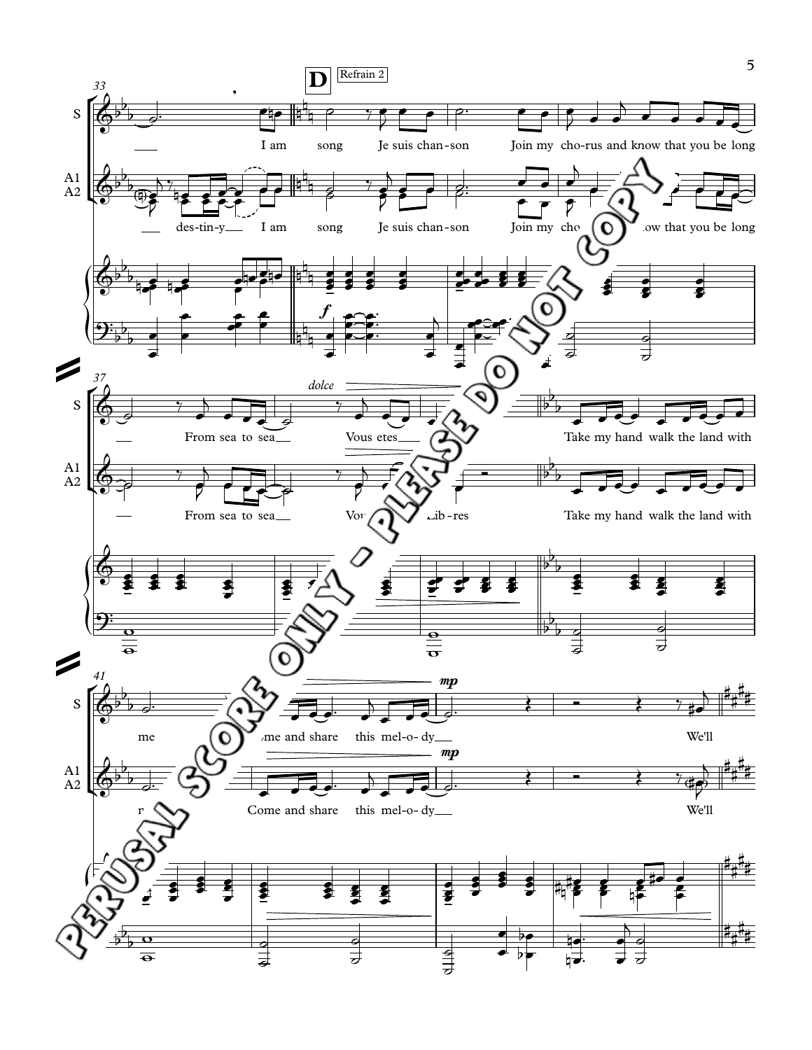**D** Refrain 2

S: I am song Je suis chan-son Join my cho-rus and know that you be-long

A1 A2: des-tin-y I am song Je suis chan-son Join my cho-rus and know that you be-long

*f*

37

*dolce*

S: From sea to sea Vous etes Take my hand walk the land with

A1 A2: From sea to sea Vous etes Lib-res Take my hand walk the land with

41

S: me Come and share this mel-o-dy We'll

A1 A2: me Come and share this mel-o-dy We'll

*mp*

PERUSAL SCORE ONLY - PLEASE DO NOT COPY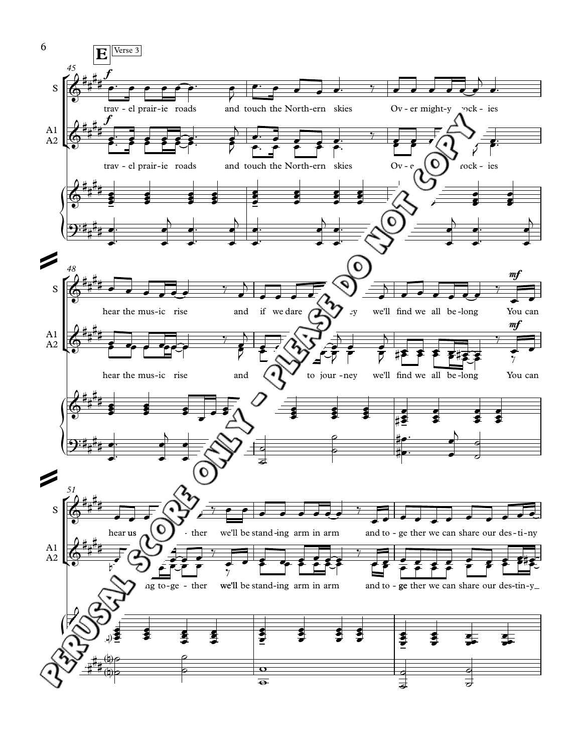**E** Verse 3

45

S: trav - el prair - ie roads and touch the North - ern skies Ov - er might - y rock - ies

A1 A2: trav - el prair - ie roads and touch the North - ern skies Ov - e ... rock - ies

48

S: hear the mus - ic rise and if we dare ... ey we'll find we all be - long You can

A1 A2: hear the mus - ic rise and ... to jour - ney we'll find we all be - long You can

51

S: hear us ... - ther we'll be stand - ing arm in arm and to - ge ther we can share our des - ti - ny

A1 A2: ... ng to - ge - ther we'll be stand - ing arm in arm and to - ge ther we can share our des - ti - ny_

PERUSAL SCORE ONLY - PLEASE DO NOT COPY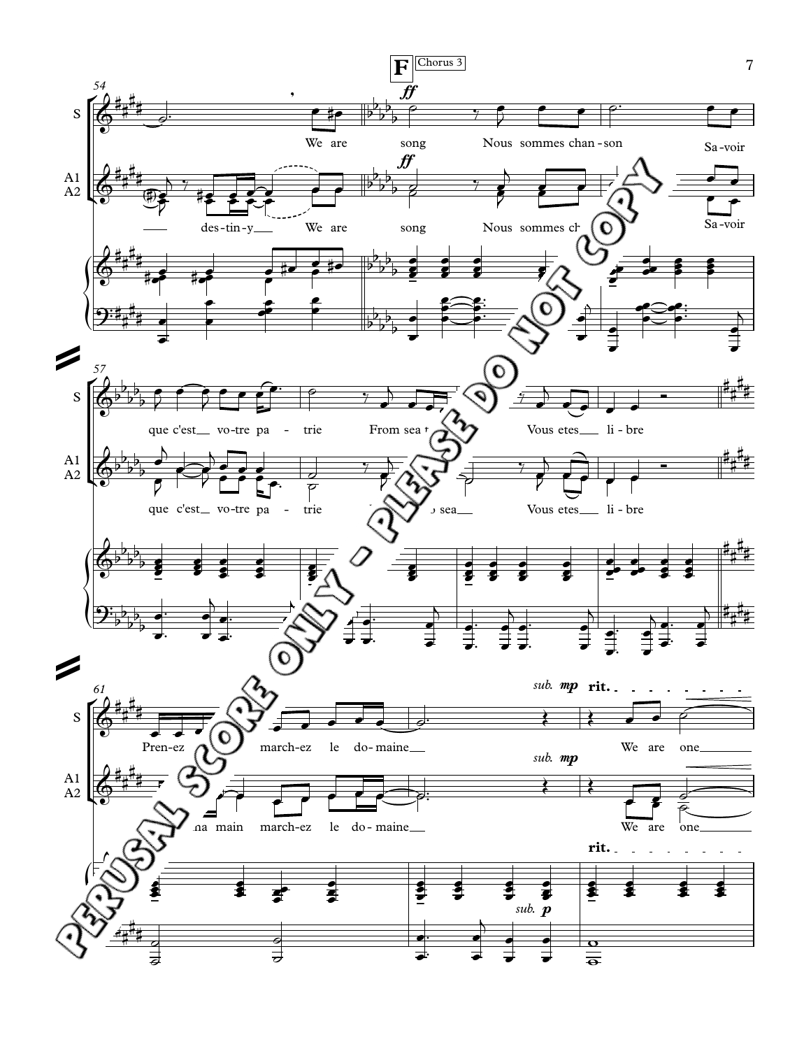**F** Chorus 3

S: We are song Nous sommes chan-son Sa-voir

A1 A2: des-tin-y We are song Nous sommes ch... Sa-voir

S: que c'est vo-tre pa-trie From sea t... Vous etes li-bre

A1 A2: que c'est vo-tre pa-trie ...o sea Vous etes li-bre

*sub.* ***mp*** **rit.**

S: Pren-ez march-ez le do-maine We are one

A1 A2: ...na main march-ez le do-maine We are one

PERUSAL SCORE ONLY - PLEASE DO NOT COPY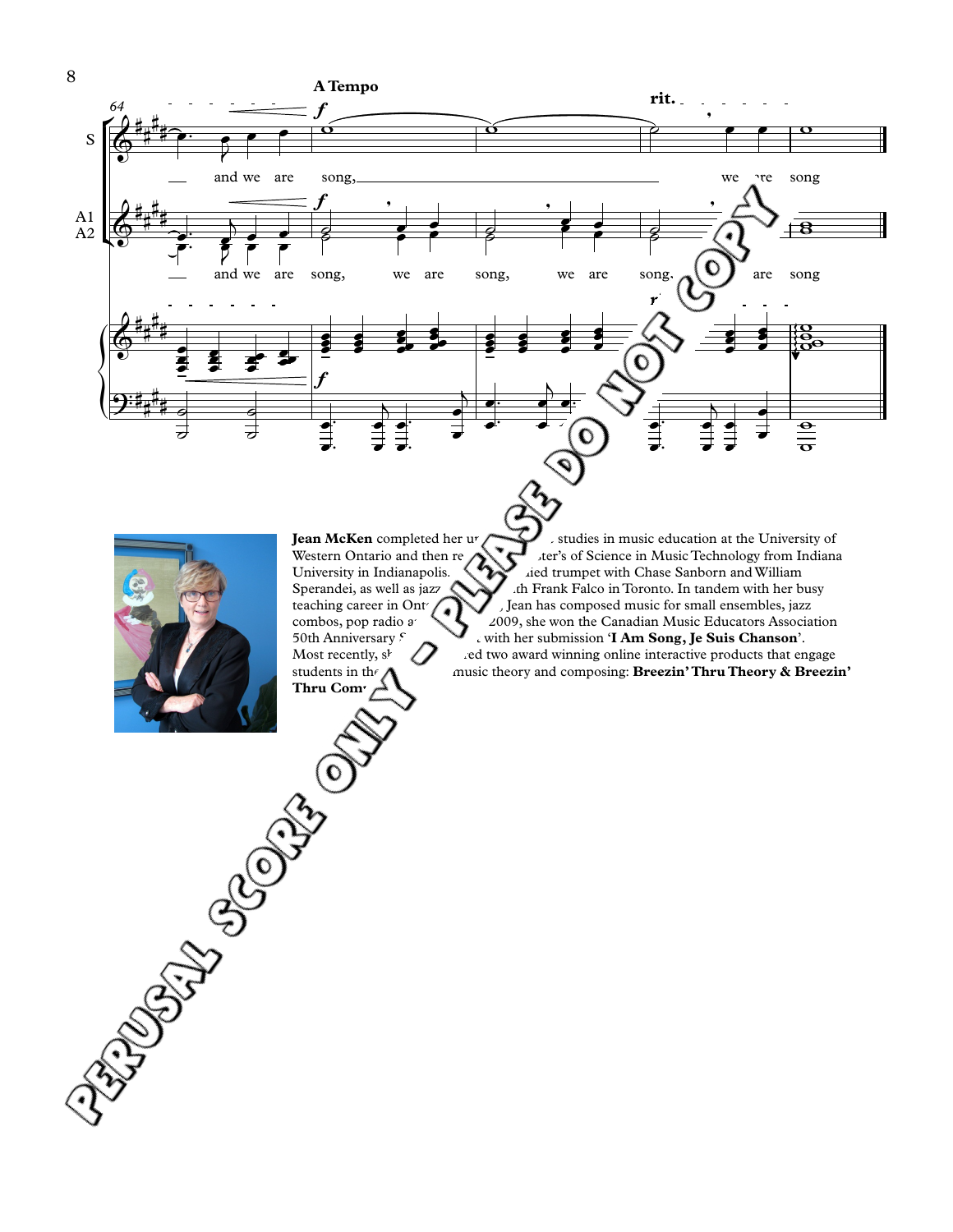**Jean McKen** completed her undergraduate studies in music education at the University of Western Ontario and then received a Master's of Science in Music Technology from Indiana University in Indianapolis. She studied trumpet with Chase Sanborn and William Sperandei, as well as jazz with Frank Falco in Toronto. In tandem with her busy teaching career in Ontario, Jean has composed music for small ensembles, jazz combos, pop radio and 2009, she won the Canadian Music Educators Association 50th Anniversary with her submission '**I Am Song, Je Suis Chanson**'. Most recently, she created two award winning online interactive products that engage students in the music theory and composing: **Breezin' Thru Theory & Breezin' Thru Composition**.

PERUSAL SCORE ONLY - PLEASE DO NOT COPY